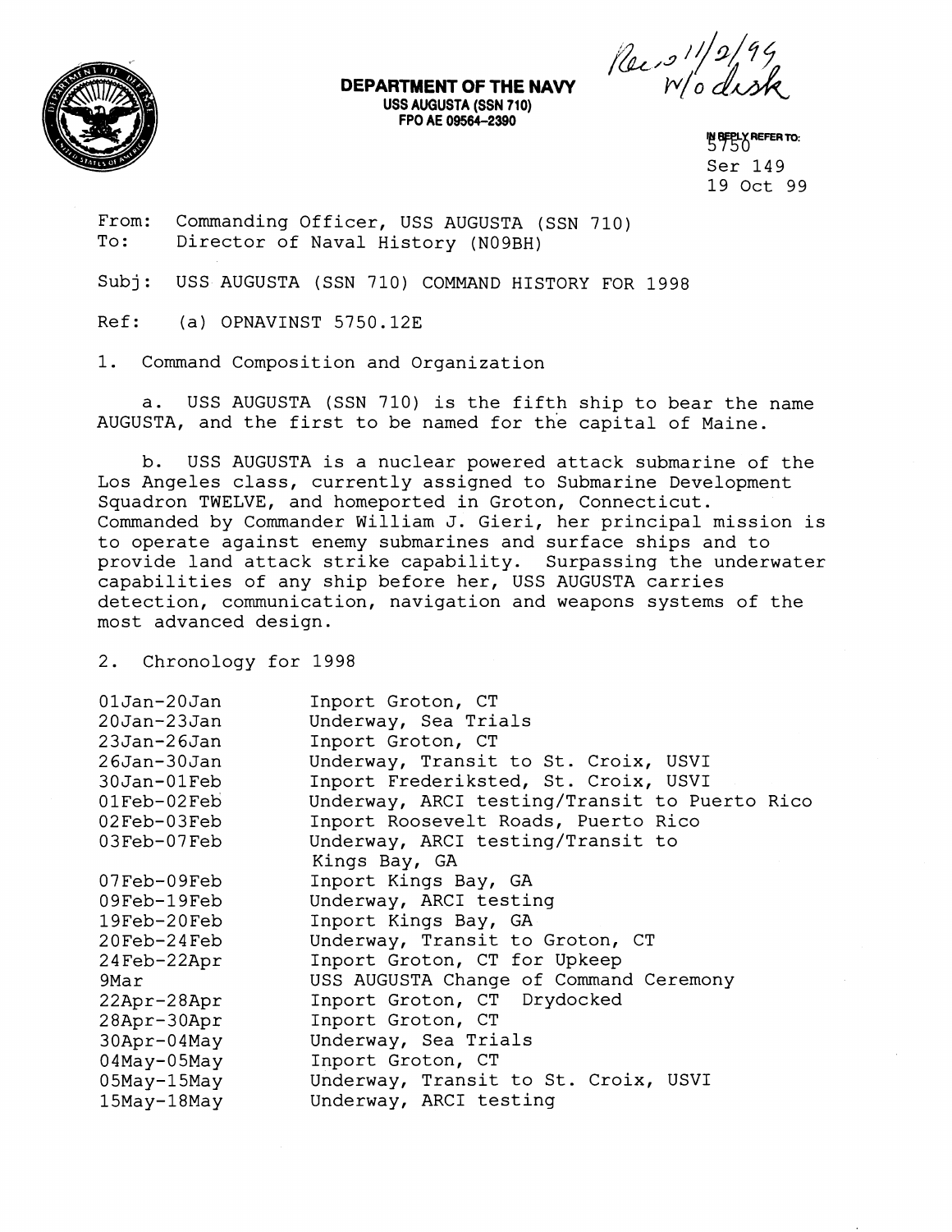**DEPARTMENT OF THE NAVY**
**USS AUGUSTA (SSN 710)**
**FPO AE 09564-2390**

Rec'd 11/2/99
w/o disk

IN REPLY REFER TO:
5750
Ser 149
19 Oct 99

From: Commanding Officer, USS AUGUSTA (SSN 710)
To: Director of Naval History (N09BH)

Subj: USS AUGUSTA (SSN 710) COMMAND HISTORY FOR 1998

Ref: (a) OPNAVINST 5750.12E

1. Command Composition and Organization

a. USS AUGUSTA (SSN 710) is the fifth ship to bear the name AUGUSTA, and the first to be named for the capital of Maine.

b. USS AUGUSTA is a nuclear powered attack submarine of the Los Angeles class, currently assigned to Submarine Development Squadron TWELVE, and homeported in Groton, Connecticut. Commanded by Commander William J. Gieri, her principal mission is to operate against enemy submarines and surface ships and to provide land attack strike capability. Surpassing the underwater capabilities of any ship before her, USS AUGUSTA carries detection, communication, navigation and weapons systems of the most advanced design.

2. Chronology for 1998

| | |
|---|---|
| 01Jan-20Jan | Inport Groton, CT |
| 20Jan-23Jan | Underway, Sea Trials |
| 23Jan-26Jan | Inport Groton, CT |
| 26Jan-30Jan | Underway, Transit to St. Croix, USVI |
| 30Jan-01Feb | Inport Frederiksted, St. Croix, USVI |
| 01Feb-02Feb | Underway, ARCI testing/Transit to Puerto Rico |
| 02Feb-03Feb | Inport Roosevelt Roads, Puerto Rico |
| 03Feb-07Feb | Underway, ARCI testing/Transit to Kings Bay, GA |
| 07Feb-09Feb | Inport Kings Bay, GA |
| 09Feb-19Feb | Underway, ARCI testing |
| 19Feb-20Feb | Inport Kings Bay, GA |
| 20Feb-24Feb | Underway, Transit to Groton, CT |
| 24Feb-22Apr | Inport Groton, CT for Upkeep |
| 9Mar | USS AUGUSTA Change of Command Ceremony |
| 22Apr-28Apr | Inport Groton, CT Drydocked |
| 28Apr-30Apr | Inport Groton, CT |
| 30Apr-04May | Underway, Sea Trials |
| 04May-05May | Inport Groton, CT |
| 05May-15May | Underway, Transit to St. Croix, USVI |
| 15May-18May | Underway, ARCI testing |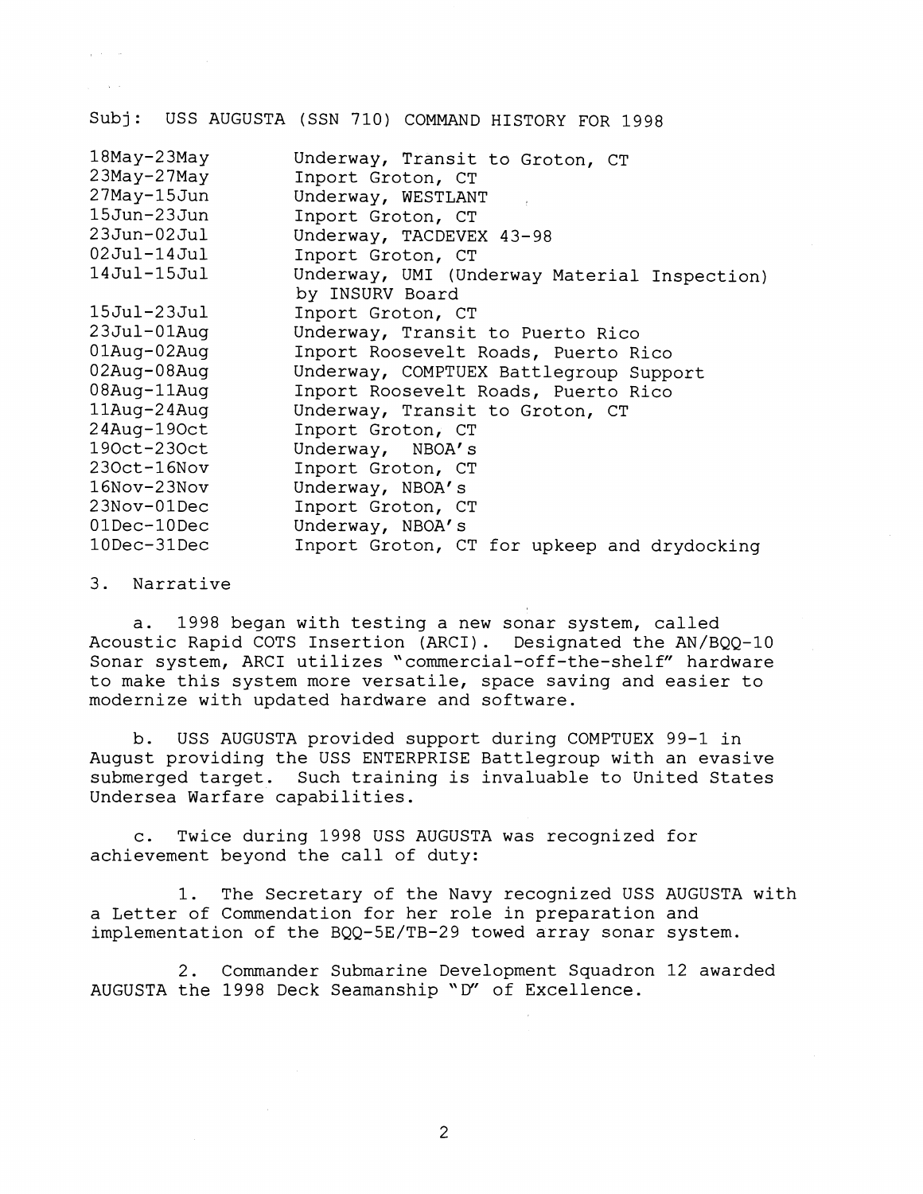Subj: USS AUGUSTA (SSN 710) COMMAND HISTORY FOR 1998

| | |
|---|---|
| 18May-23May | Underway, Transit to Groton, CT |
| 23May-27May | Inport Groton, CT |
| 27May-15Jun | Underway, WESTLANT |
| 15Jun-23Jun | Inport Groton, CT |
| 23Jun-02Jul | Underway, TACDEVEX 43-98 |
| 02Jul-14Jul | Inport Groton, CT |
| 14Jul-15Jul | Underway, UMI (Underway Material Inspection) by INSURV Board |
| 15Jul-23Jul | Inport Groton, CT |
| 23Jul-01Aug | Underway, Transit to Puerto Rico |
| 01Aug-02Aug | Inport Roosevelt Roads, Puerto Rico |
| 02Aug-08Aug | Underway, COMPTUEX Battlegroup Support |
| 08Aug-11Aug | Inport Roosevelt Roads, Puerto Rico |
| 11Aug-24Aug | Underway, Transit to Groton, CT |
| 24Aug-19Oct | Inport Groton, CT |
| 19Oct-23Oct | Underway, NBOA's |
| 23Oct-16Nov | Inport Groton, CT |
| 16Nov-23Nov | Underway, NBOA's |
| 23Nov-01Dec | Inport Groton, CT |
| 01Dec-10Dec | Underway, NBOA's |
| 10Dec-31Dec | Inport Groton, CT for upkeep and drydocking |

3. Narrative

a. 1998 began with testing a new sonar system, called Acoustic Rapid COTS Insertion (ARCI). Designated the AN/BQQ-10 Sonar system, ARCI utilizes "commercial-off-the-shelf" hardware to make this system more versatile, space saving and easier to modernize with updated hardware and software.

b. USS AUGUSTA provided support during COMPTUEX 99-1 in August providing the USS ENTERPRISE Battlegroup with an evasive submerged target. Such training is invaluable to United States Undersea Warfare capabilities.

c. Twice during 1998 USS AUGUSTA was recognized for achievement beyond the call of duty:

1. The Secretary of the Navy recognized USS AUGUSTA with a Letter of Commendation for her role in preparation and implementation of the BQQ-5E/TB-29 towed array sonar system.

2. Commander Submarine Development Squadron 12 awarded AUGUSTA the 1998 Deck Seamanship "D" of Excellence.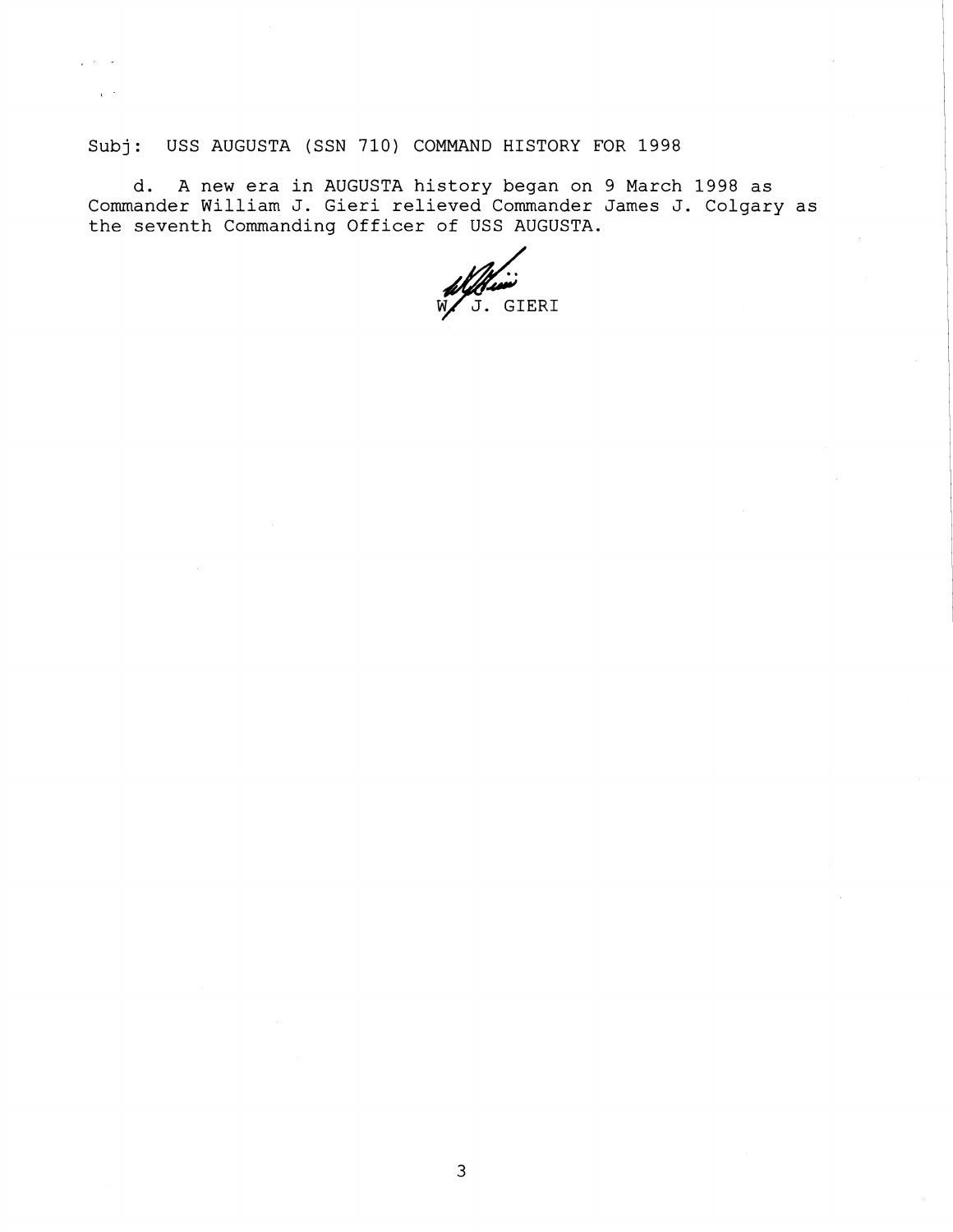Subj: USS AUGUSTA (SSN 710) COMMAND HISTORY FOR 1998

d. A new era in AUGUSTA history began on 9 March 1998 as Commander William J. Gieri relieved Commander James J. Colgary as the seventh Commanding Officer of USS AUGUSTA.

W. J. GIERI